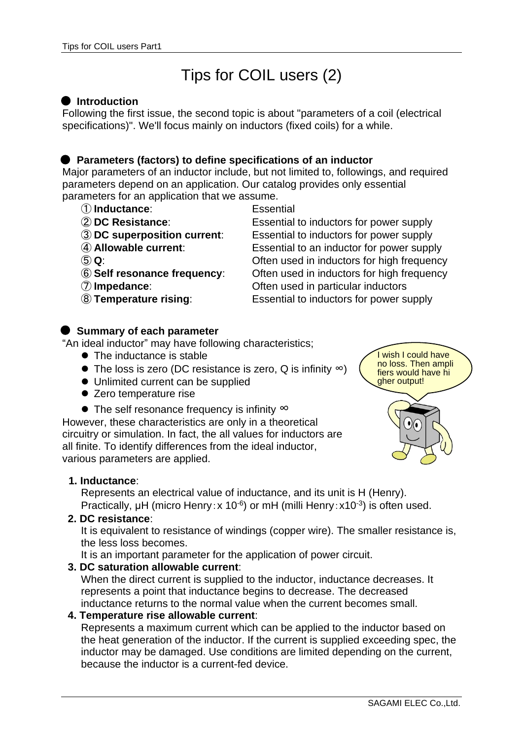# Tips for COIL users (2)

## ● Introduction

Following the first issue, the second topic is about "parameters of a coil (electrical specifications)". We'll focus mainly on inductors (fixed coils) for a while.

## ● Parameters (factors) to define specifications of an inductor

Major parameters of an inductor include, but not limited to, followings, and required parameters depend on an application. Our catalog provides only essential parameters for an application that we assume.

| | |
|---|---|
| ① **Inductance**: | Essential |
| ② **DC Resistance**: | Essential to inductors for power supply |
| ③ **DC superposition current**: | Essential to inductors for power supply |
| ④ **Allowable current**: | Essential to an inductor for power supply |
| ⑤ **Q**: | Often used in inductors for high frequency |
| ⑥ **Self resonance frequency**: | Often used in inductors for high frequency |
| ⑦ **Impedance**: | Often used in particular inductors |
| ⑧ **Temperature rising**: | Essential to inductors for power supply |

## ● Summary of each parameter

"An ideal inductor" may have following characteristics;

- The inductance is stable
- The loss is zero (DC resistance is zero, Q is infinity ∞)
- Unlimited current can be supplied
- Zero temperature rise
- The self resonance frequency is infinity ∞

However, these characteristics are only in a theoretical circuitry or simulation. In fact, the all values for inductors are all finite. To identify differences from the ideal inductor, various parameters are applied.

**1. Inductance**:
Represents an electrical value of inductance, and its unit is H (Henry). Practically, μH (micro Henry：x $10^{-6}$) or mH (milli Henry：x$10^{-3}$) is often used.

**2. DC resistance**:
It is equivalent to resistance of windings (copper wire). The smaller resistance is, the less loss becomes.
It is an important parameter for the application of power circuit.

**3. DC saturation allowable current**:
When the direct current is supplied to the inductor, inductance decreases. It represents a point that inductance begins to decrease. The decreased inductance returns to the normal value when the current becomes small.

**4. Temperature rise allowable current**:
Represents a maximum current which can be applied to the inductor based on the heat generation of the inductor. If the current is supplied exceeding spec, the inductor may be damaged. Use conditions are limited depending on the current, because the inductor is a current-fed device.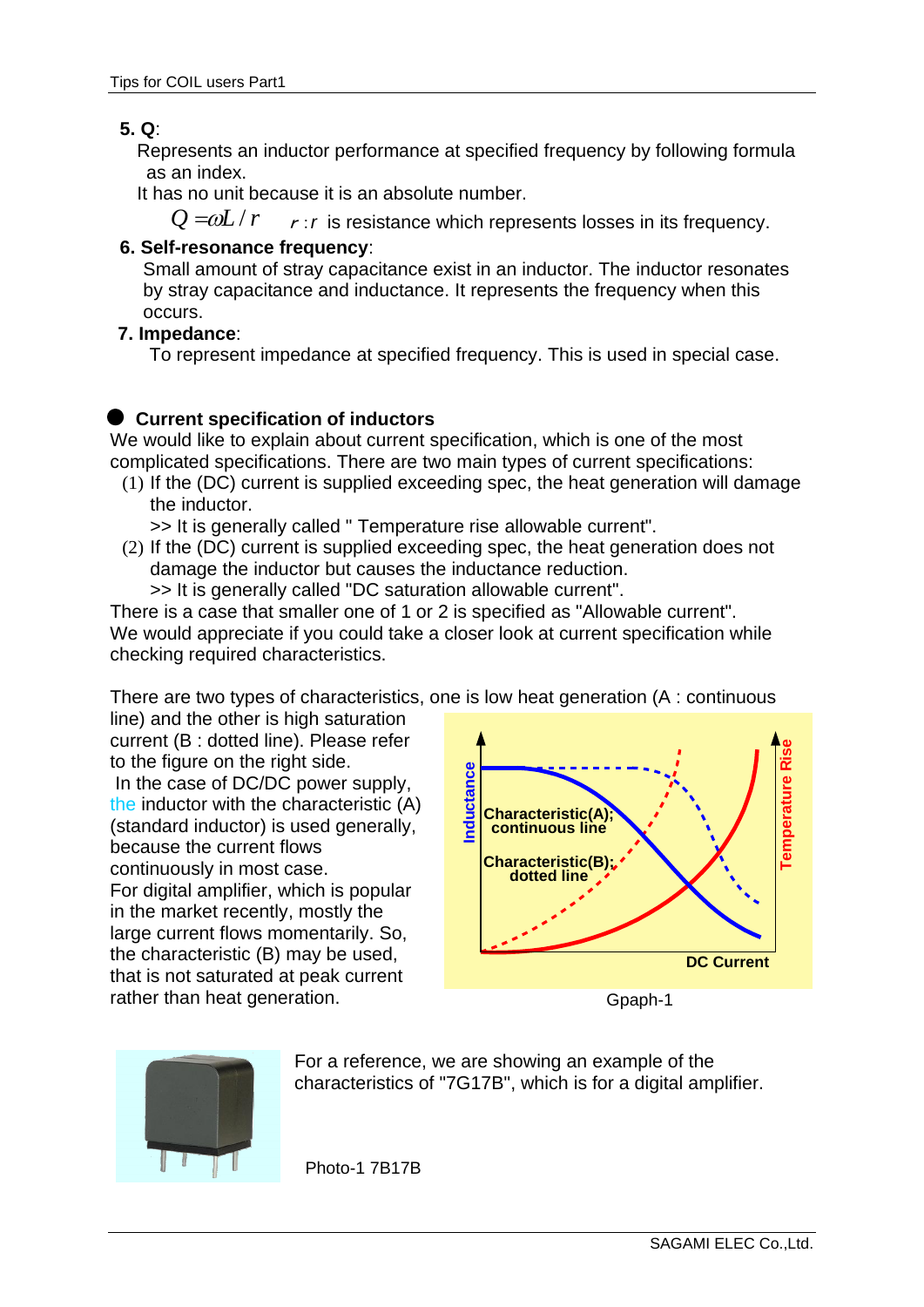**5. Q**:

Represents an inductor performance at specified frequency by following formula as an index.

It has no unit because it is an absolute number.

$Q = \omega L / r$ $r$ : $r$ is resistance which represents losses in its frequency.

**6. Self-resonance frequency**:

Small amount of stray capacitance exist in an inductor. The inductor resonates by stray capacitance and inductance. It represents the frequency when this occurs.

**7. Impedance**:

To represent impedance at specified frequency. This is used in special case.

## ● Current specification of inductors

We would like to explain about current specification, which is one of the most complicated specifications. There are two main types of current specifications:

(1) If the (DC) current is supplied exceeding spec, the heat generation will damage the inductor.
>> It is generally called " Temperature rise allowable current".

(2) If the (DC) current is supplied exceeding spec, the heat generation does not damage the inductor but causes the inductance reduction.
>> It is generally called "DC saturation allowable current".

There is a case that smaller one of 1 or 2 is specified as "Allowable current".
We would appreciate if you could take a closer look at current specification while checking required characteristics.

There are two types of characteristics, one is low heat generation (A : continuous line) and the other is high saturation current (B : dotted line). Please refer to the figure on the right side.
In the case of DC/DC power supply, the inductor with the characteristic (A) (standard inductor) is used generally, because the current flows continuously in most case.
For digital amplifier, which is popular in the market recently, mostly the large current flows momentarily. So, the characteristic (B) may be used, that is not saturated at peak current rather than heat generation.

Gpaph-1

For a reference, we are showing an example of the characteristics of "7G17B", which is for a digital amplifier.

Photo-1 7B17B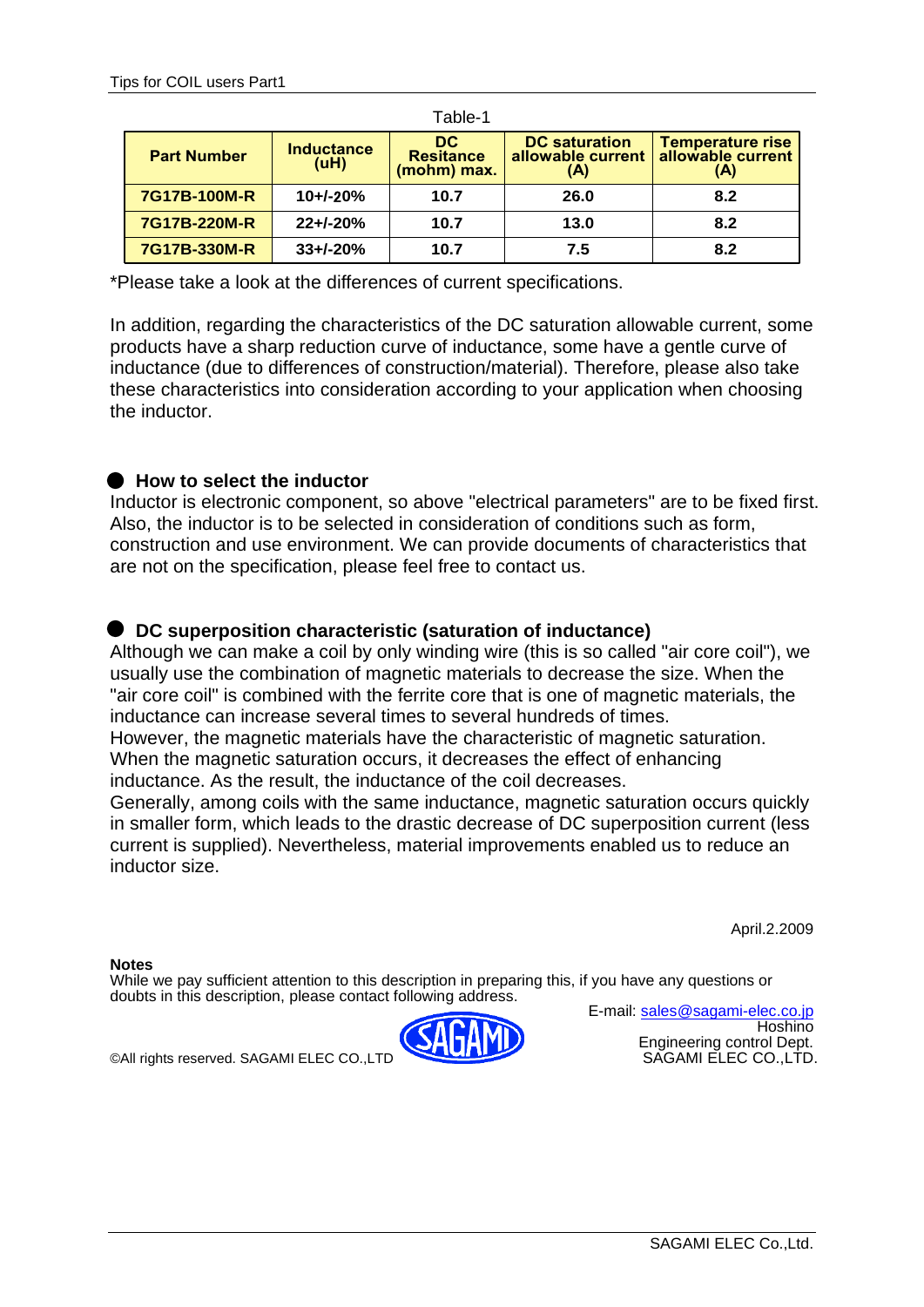Table-1

| Part Number | Inductance (uH) | DC Resitance (mohm) max. | DC saturation allowable current (A) | Temperature rise allowable current (A) |
|---|---|---|---|---|
| 7G17B-100M-R | 10+/-20% | 10.7 | 26.0 | 8.2 |
| 7G17B-220M-R | 22+/-20% | 10.7 | 13.0 | 8.2 |
| 7G17B-330M-R | 33+/-20% | 10.7 | 7.5 | 8.2 |

*Please take a look at the differences of current specifications.

In addition, regarding the characteristics of the DC saturation allowable current, some products have a sharp reduction curve of inductance, some have a gentle curve of inductance (due to differences of construction/material). Therefore, please also take these characteristics into consideration according to your application when choosing the inductor.

## ● How to select the inductor

Inductor is electronic component, so above "electrical parameters" are to be fixed first. Also, the inductor is to be selected in consideration of conditions such as form, construction and use environment. We can provide documents of characteristics that are not on the specification, please feel free to contact us.

## ● DC superposition characteristic (saturation of inductance)

Although we can make a coil by only winding wire (this is so called "air core coil"), we usually use the combination of magnetic materials to decrease the size. When the "air core coil" is combined with the ferrite core that is one of magnetic materials, the inductance can increase several times to several hundreds of times.
However, the magnetic materials have the characteristic of magnetic saturation. When the magnetic saturation occurs, it decreases the effect of enhancing inductance. As the result, the inductance of the coil decreases.
Generally, among coils with the same inductance, magnetic saturation occurs quickly in smaller form, which leads to the drastic decrease of DC superposition current (less current is supplied). Nevertheless, material improvements enabled us to reduce an inductor size.

April.2.2009

**Notes**
While we pay sufficient attention to this description in preparing this, if you have any questions or doubts in this description, please contact following address.

E-mail: sales@sagami-elec.co.jp
Hoshino
Engineering control Dept.
SAGAMI ELEC CO.,LTD.

©All rights reserved. SAGAMI ELEC CO.,LTD